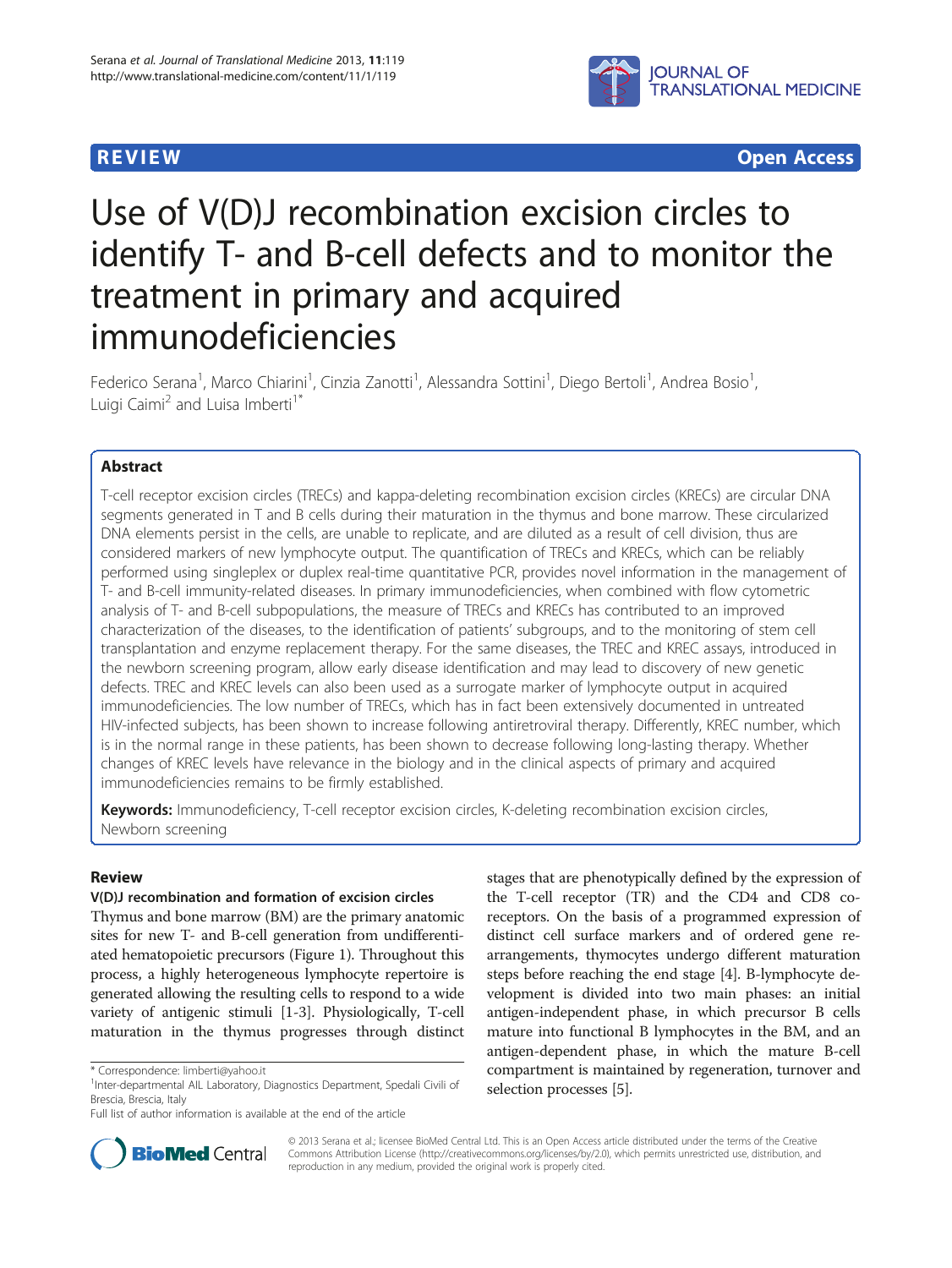REVIEW Open Access

# Use of V(D)J recombination excision circles to identify T- and B-cell defects and to monitor the treatment in primary and acquired immunodeficiencies

Federico Serana[1], Marco Chiarini[1], Cinzia Zanotti[1], Alessandra Sottini[1], Diego Bertoli[1], Andrea Bosio[1], Luigi Caimi[2] and Luisa Imberti[1*]

## Abstract

T-cell receptor excision circles (TRECs) and kappa-deleting recombination excision circles (KRECs) are circular DNA segments generated in T and B cells during their maturation in the thymus and bone marrow. These circularized DNA elements persist in the cells, are unable to replicate, and are diluted as a result of cell division, thus are considered markers of new lymphocyte output. The quantification of TRECs and KRECs, which can be reliably performed using singleplex or duplex real-time quantitative PCR, provides novel information in the management of T- and B-cell immunity-related diseases. In primary immunodeficiencies, when combined with flow cytometric analysis of T- and B-cell subpopulations, the measure of TRECs and KRECs has contributed to an improved characterization of the diseases, to the identification of patients' subgroups, and to the monitoring of stem cell transplantation and enzyme replacement therapy. For the same diseases, the TREC and KREC assays, introduced in the newborn screening program, allow early disease identification and may lead to discovery of new genetic defects. TREC and KREC levels can also been used as a surrogate marker of lymphocyte output in acquired immunodeficiencies. The low number of TRECs, which has in fact been extensively documented in untreated HIV-infected subjects, has been shown to increase following antiretroviral therapy. Differently, KREC number, which is in the normal range in these patients, has been shown to decrease following long-lasting therapy. Whether changes of KREC levels have relevance in the biology and in the clinical aspects of primary and acquired immunodeficiencies remains to be firmly established.

**Keywords:** Immunodeficiency, T-cell receptor excision circles, K-deleting recombination excision circles, Newborn screening

## Review

### V(D)J recombination and formation of excision circles

Thymus and bone marrow (BM) are the primary anatomic sites for new T- and B-cell generation from undifferentiated hematopoietic precursors (Figure 1). Throughout this process, a highly heterogeneous lymphocyte repertoire is generated allowing the resulting cells to respond to a wide variety of antigenic stimuli [1-3]. Physiologically, T-cell maturation in the thymus progresses through distinct stages that are phenotypically defined by the expression of the T-cell receptor (TR) and the CD4 and CD8 co-receptors. On the basis of a programmed expression of distinct cell surface markers and of ordered gene rearrangements, thymocytes undergo different maturation steps before reaching the end stage [4]. B-lymphocyte development is divided into two main phases: an initial antigen-independent phase, in which precursor B cells mature into functional B lymphocytes in the BM, and an antigen-dependent phase, in which the mature B-cell compartment is maintained by regeneration, turnover and selection processes [5].

\* Correspondence: limberti@yahoo.it
[1]Inter-departmental AIL Laboratory, Diagnostics Department, Spedali Civili of Brescia, Brescia, Italy
Full list of author information is available at the end of the article

© 2013 Serana et al.; licensee BioMed Central Ltd. This is an Open Access article distributed under the terms of the Creative Commons Attribution License (http://creativecommons.org/licenses/by/2.0), which permits unrestricted use, distribution, and reproduction in any medium, provided the original work is properly cited.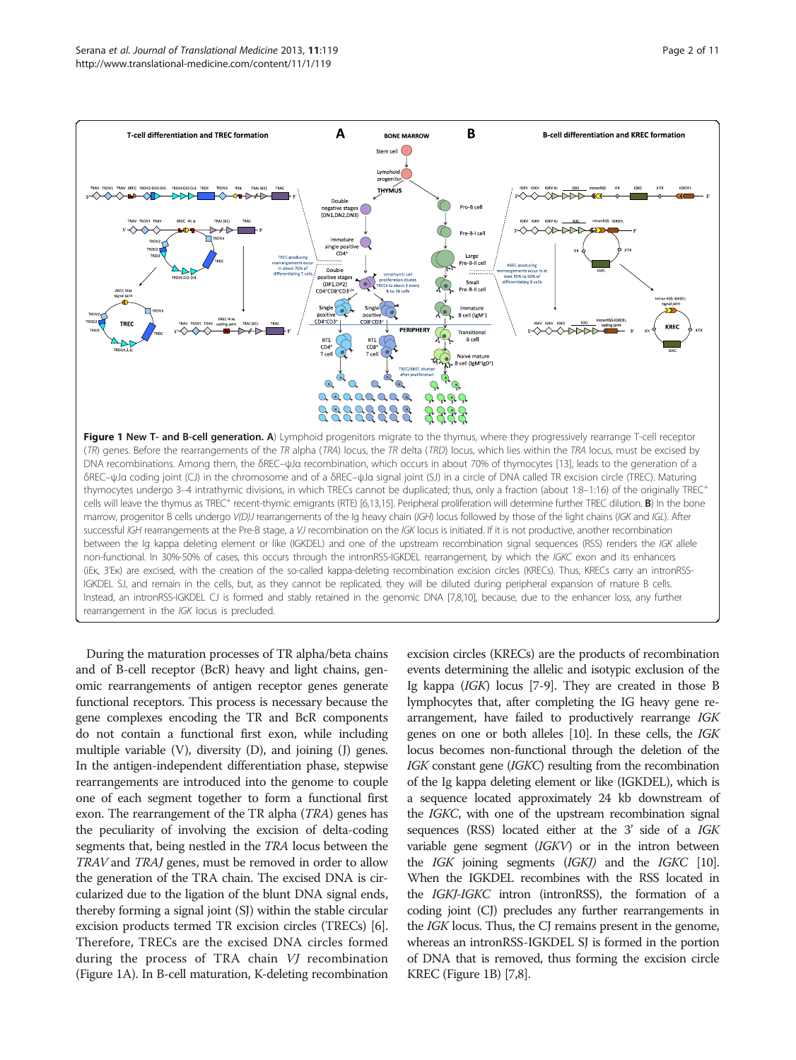T-cell differentiation and TREC formation

A

BONE MARROW

B

B-cell differentiation and KREC formation

**Figure 1 New T- and B-cell generation. A**) Lymphoid progenitors migrate to the thymus, where they progressively rearrange T-cell receptor (*TR*) genes. Before the rearrangements of the *TR* alpha (*TRA*) locus, the *TR* delta (*TRD*) locus, which lies within the *TRA* locus, must be excised by DNA recombinations. Among them, the δREC–ψJα recombination, which occurs in about 70% of thymocytes [13], leads to the generation of a δREC–ψJα coding joint (CJ) in the chromosome and of a δREC–ψJα signal joint (SJ) in a circle of DNA called TR excision circle (TREC). Maturing thymocytes undergo 3–4 intrathymic divisions, in which TRECs cannot be duplicated; thus, only a fraction (about 1:8–1:16) of the originally TREC$^{+}$ cells will leave the thymus as TREC$^{+}$ recent-thymic emigrants (RTE) [6,13,15]. Peripheral proliferation will determine further TREC dilution. **B**) In the bone marrow, progenitor B cells undergo *V(D)J* rearrangements of the Ig heavy chain (*IGH*) locus followed by those of the light chains (*IGK* and *IGL*). After successful *IGH* rearrangements at the Pre-B stage, a *VJ* recombination on the *IGK* locus is initiated. If it is not productive, another recombination between the Ig kappa deleting element or like (IGKDEL) and one of the upstream recombination signal sequences (RSS) renders the *IGK* allele non-functional. In 30%-50% of cases, this occurs through the intronRSS-IGKDEL rearrangement, by which the *IGKC* exon and its enhancers (iEκ, 3'Eκ) are excised, with the creation of the so-called kappa-deleting recombination excision circles (KRECs). Thus, KRECs carry an intronRSS-IGKDEL SJ, and remain in the cells, but, as they cannot be replicated, they will be diluted during peripheral expansion of mature B cells. Instead, an intronRSS-IGKDEL CJ is formed and stably retained in the genomic DNA [7,8,10], because, due to the enhancer loss, any further rearrangement in the *IGK* locus is precluded.

During the maturation processes of TR alpha/beta chains and of B-cell receptor (BcR) heavy and light chains, genomic rearrangements of antigen receptor genes generate functional receptors. This process is necessary because the gene complexes encoding the TR and BcR components do not contain a functional first exon, while including multiple variable (V), diversity (D), and joining (J) genes. In the antigen-independent differentiation phase, stepwise rearrangements are introduced into the genome to couple one of each segment together to form a functional first exon. The rearrangement of the TR alpha (*TRA*) genes has the peculiarity of involving the excision of delta-coding segments that, being nestled in the *TRA* locus between the *TRAV* and *TRAJ* genes, must be removed in order to allow the generation of the TRA chain. The excised DNA is circularized due to the ligation of the blunt DNA signal ends, thereby forming a signal joint (SJ) within the stable circular excision products termed TR excision circles (TRECs) [6]. Therefore, TRECs are the excised DNA circles formed during the process of TRA chain *VJ* recombination (Figure 1A). In B-cell maturation, K-deleting recombination excision circles (KRECs) are the products of recombination events determining the allelic and isotypic exclusion of the Ig kappa (*IGK*) locus [7-9]. They are created in those B lymphocytes that, after completing the IG heavy gene rearrangement, have failed to productively rearrange *IGK* genes on one or both alleles [10]. In these cells, the *IGK* locus becomes non-functional through the deletion of the *IGK* constant gene (*IGKC*) resulting from the recombination of the Ig kappa deleting element or like (IGKDEL), which is a sequence located approximately 24 kb downstream of the *IGKC*, with one of the upstream recombination signal sequences (RSS) located either at the 3' side of a *IGK* variable gene segment (*IGKV*) or in the intron between the *IGK* joining segments (*IGKJ*) and the *IGKC* [10]. When the IGKDEL recombines with the RSS located in the *IGKJ-IGKC* intron (intronRSS), the formation of a coding joint (CJ) precludes any further rearrangements in the *IGK* locus. Thus, the CJ remains present in the genome, whereas an intronRSS-IGKDEL SJ is formed in the portion of DNA that is removed, thus forming the excision circle KREC (Figure 1B) [7,8].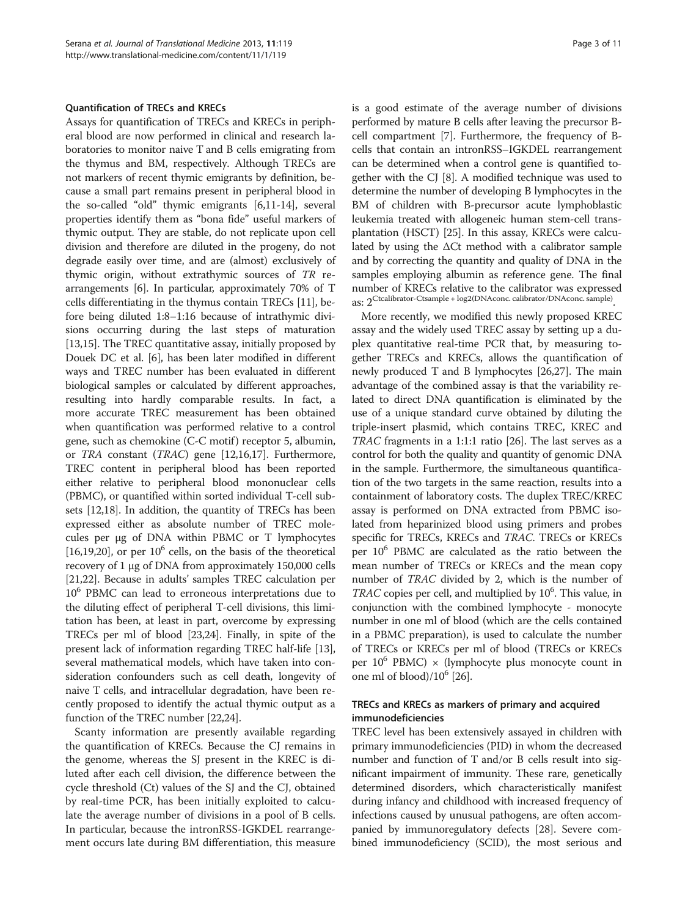### Quantification of TRECs and KRECs

Assays for quantification of TRECs and KRECs in peripheral blood are now performed in clinical and research laboratories to monitor naive T and B cells emigrating from the thymus and BM, respectively. Although TRECs are not markers of recent thymic emigrants by definition, because a small part remains present in peripheral blood in the so-called "old" thymic emigrants [6,11-14], several properties identify them as "bona fide" useful markers of thymic output. They are stable, do not replicate upon cell division and therefore are diluted in the progeny, do not degrade easily over time, and are (almost) exclusively of thymic origin, without extrathymic sources of *TR* rearrangements [6]. In particular, approximately 70% of T cells differentiating in the thymus contain TRECs [11], before being diluted 1:8–1:16 because of intrathymic divisions occurring during the last steps of maturation [13,15]. The TREC quantitative assay, initially proposed by Douek DC et al. [6], has been later modified in different ways and TREC number has been evaluated in different biological samples or calculated by different approaches, resulting into hardly comparable results. In fact, a more accurate TREC measurement has been obtained when quantification was performed relative to a control gene, such as chemokine (C-C motif) receptor 5, albumin, or *TRA* constant (*TRAC*) gene [12,16,17]. Furthermore, TREC content in peripheral blood has been reported either relative to peripheral blood mononuclear cells (PBMC), or quantified within sorted individual T-cell subsets [12,18]. In addition, the quantity of TRECs has been expressed either as absolute number of TREC molecules per μg of DNA within PBMC or T lymphocytes [16,19,20], or per $10^6$ cells, on the basis of the theoretical recovery of 1 μg of DNA from approximately 150,000 cells [21,22]. Because in adults' samples TREC calculation per $10^6$ PBMC can lead to erroneous interpretations due to the diluting effect of peripheral T-cell divisions, this limitation has been, at least in part, overcome by expressing TRECs per ml of blood [23,24]. Finally, in spite of the present lack of information regarding TREC half-life [13], several mathematical models, which have taken into consideration confounders such as cell death, longevity of naive T cells, and intracellular degradation, have been recently proposed to identify the actual thymic output as a function of the TREC number [22,24].

Scanty information are presently available regarding the quantification of KRECs. Because the CJ remains in the genome, whereas the SJ present in the KREC is diluted after each cell division, the difference between the cycle threshold (Ct) values of the SJ and the CJ, obtained by real-time PCR, has been initially exploited to calculate the average number of divisions in a pool of B cells. In particular, because the intronRSS-IGKDEL rearrangement occurs late during BM differentiation, this measure is a good estimate of the average number of divisions performed by mature B cells after leaving the precursor B-cell compartment [7]. Furthermore, the frequency of B-cells that contain an intronRSS–IGKDEL rearrangement can be determined when a control gene is quantified together with the CJ [8]. A modified technique was used to determine the number of developing B lymphocytes in the BM of children with B-precursor acute lymphoblastic leukemia treated with allogeneic human stem-cell transplantation (HSCT) [25]. In this assay, KRECs were calculated by using the ΔCt method with a calibrator sample and by correcting the quantity and quality of DNA in the samples employing albumin as reference gene. The final number of KRECs relative to the calibrator was expressed as: $2^{\text{Ctcalibrator-Ctsample} + \log2(\text{DNAconc. calibrator/DNAconc. sample})}$.

More recently, we modified this newly proposed KREC assay and the widely used TREC assay by setting up a duplex quantitative real-time PCR that, by measuring together TRECs and KRECs, allows the quantification of newly produced T and B lymphocytes [26,27]. The main advantage of the combined assay is that the variability related to direct DNA quantification is eliminated by the use of a unique standard curve obtained by diluting the triple-insert plasmid, which contains TREC, KREC and *TRAC* fragments in a 1:1:1 ratio [26]. The last serves as a control for both the quality and quantity of genomic DNA in the sample. Furthermore, the simultaneous quantification of the two targets in the same reaction, results into a containment of laboratory costs. The duplex TREC/KREC assay is performed on DNA extracted from PBMC isolated from heparinized blood using primers and probes specific for TRECs, KRECs and *TRAC*. TRECs or KRECs per $10^6$ PBMC are calculated as the ratio between the mean number of TRECs or KRECs and the mean copy number of *TRAC* divided by 2, which is the number of *TRAC* copies per cell, and multiplied by $10^6$. This value, in conjunction with the combined lymphocyte - monocyte number in one ml of blood (which are the cells contained in a PBMC preparation), is used to calculate the number of TRECs or KRECs per ml of blood (TRECs or KRECs per $10^6$ PBMC) × (lymphocyte plus monocyte count in one ml of blood)/$10^6$ [26].

### TRECs and KRECs as markers of primary and acquired immunodeficiencies

TREC level has been extensively assayed in children with primary immunodeficiencies (PID) in whom the decreased number and function of T and/or B cells result into significant impairment of immunity. These rare, genetically determined disorders, which characteristically manifest during infancy and childhood with increased frequency of infections caused by unusual pathogens, are often accompanied by immunoregulatory defects [28]. Severe combined immunodeficiency (SCID), the most serious and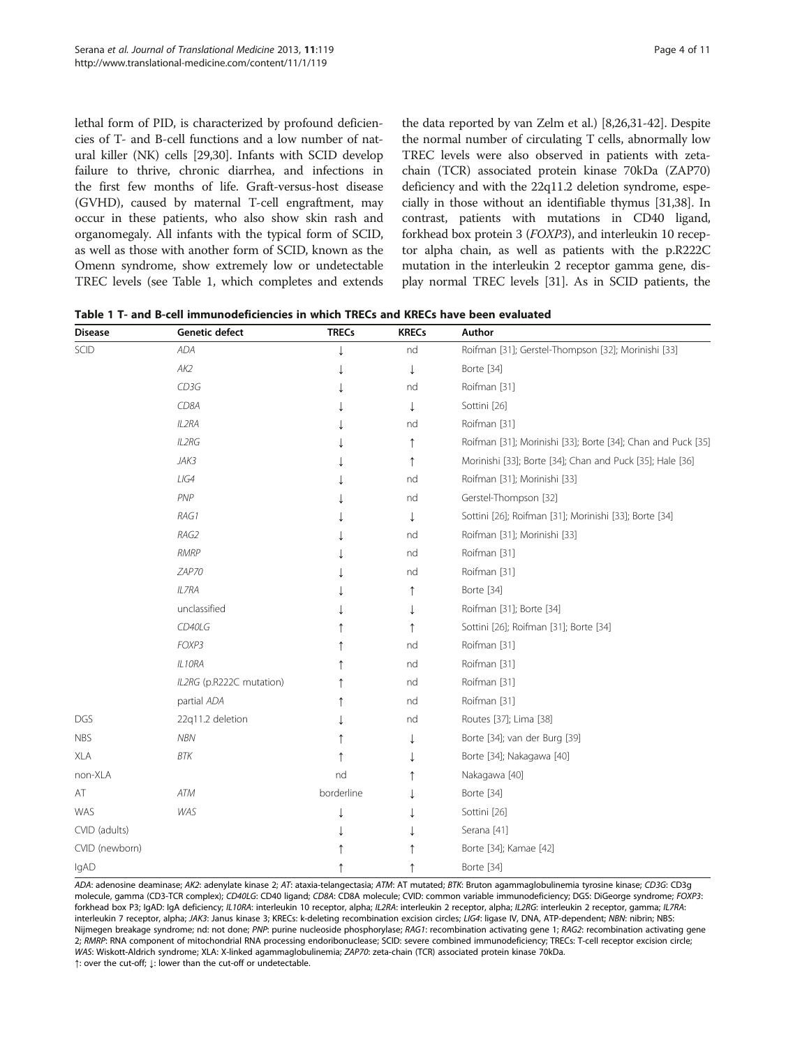lethal form of PID, is characterized by profound deficiencies of T- and B-cell functions and a low number of natural killer (NK) cells [29,30]. Infants with SCID develop failure to thrive, chronic diarrhea, and infections in the first few months of life. Graft-versus-host disease (GVHD), caused by maternal T-cell engraftment, may occur in these patients, who also show skin rash and organomegaly. All infants with the typical form of SCID, as well as those with another form of SCID, known as the Omenn syndrome, show extremely low or undetectable TREC levels (see Table 1, which completes and extends the data reported by van Zelm et al.) [8,26,31-42]. Despite the normal number of circulating T cells, abnormally low TREC levels were also observed in patients with zeta-chain (TCR) associated protein kinase 70kDa (ZAP70) deficiency and with the 22q11.2 deletion syndrome, especially in those without an identifiable thymus [31,38]. In contrast, patients with mutations in CD40 ligand, forkhead box protein 3 (*FOXP3*), and interleukin 10 receptor alpha chain, as well as patients with the p.R222C mutation in the interleukin 2 receptor gamma gene, display normal TREC levels [31]. As in SCID patients, the

**Table 1 T- and B-cell immunodeficiencies in which TRECs and KRECs have been evaluated**

| Disease | Genetic defect | TRECs | KRECs | Author |
|---|---|---|---|---|
| SCID | *ADA* | ↓ | nd | Roifman [31]; Gerstel-Thompson [32]; Morinishi [33] |
| | *AK2* | ↓ | ↓ | Borte [34] |
| | *CD3G* | ↓ | nd | Roifman [31] |
| | *CD8A* | ↓ | ↓ | Sottini [26] |
| | *IL2RA* | ↓ | nd | Roifman [31] |
| | *IL2RG* | ↓ | ↑ | Roifman [31]; Morinishi [33]; Borte [34]; Chan and Puck [35] |
| | *JAK3* | ↓ | ↑ | Morinishi [33]; Borte [34]; Chan and Puck [35]; Hale [36] |
| | *LIG4* | ↓ | nd | Roifman [31]; Morinishi [33] |
| | *PNP* | ↓ | nd | Gerstel-Thompson [32] |
| | *RAG1* | ↓ | ↓ | Sottini [26]; Roifman [31]; Morinishi [33]; Borte [34] |
| | *RAG2* | ↓ | nd | Roifman [31]; Morinishi [33] |
| | *RMRP* | ↓ | nd | Roifman [31] |
| | *ZAP70* | ↓ | nd | Roifman [31] |
| | *IL7RA* | ↓ | ↑ | Borte [34] |
| | unclassified | ↓ | ↓ | Roifman [31]; Borte [34] |
| | *CD40LG* | ↑ | ↑ | Sottini [26]; Roifman [31]; Borte [34] |
| | *FOXP3* | ↑ | nd | Roifman [31] |
| | *IL10RA* | ↑ | nd | Roifman [31] |
| | *IL2RG* (p.R222C mutation) | ↑ | nd | Roifman [31] |
| | partial *ADA* | ↑ | nd | Roifman [31] |
| DGS | 22q11.2 deletion | ↓ | nd | Routes [37]; Lima [38] |
| NBS | *NBN* | ↑ | ↓ | Borte [34]; van der Burg [39] |
| XLA | *BTK* | ↑ | ↓ | Borte [34]; Nakagawa [40] |
| non-XLA | | nd | ↑ | Nakagawa [40] |
| AT | *ATM* | borderline | ↓ | Borte [34] |
| WAS | *WAS* | ↓ | ↓ | Sottini [26] |
| CVID (adults) | | ↓ | ↓ | Serana [41] |
| CVID (newborn) | | ↑ | ↑ | Borte [34]; Kamae [42] |
| IgAD | | ↑ | ↑ | Borte [34] |

*ADA*: adenosine deaminase; *AK2*: adenylate kinase 2; *AT*: ataxia-telangectasia; *ATM*: AT mutated; *BTK*: Bruton agammaglobulinemia tyrosine kinase; *CD3G*: CD3g molecule, gamma (CD3-TCR complex); *CD40LG*: CD40 ligand; *CD8A*: CD8A molecule; CVID: common variable immunodeficiency; DGS: DiGeorge syndrome; *FOXP3*: forkhead box P3; IgAD: IgA deficiency; *IL10RA*: interleukin 10 receptor, alpha; *IL2RA*: interleukin 2 receptor, alpha; *IL2RG*: interleukin 2 receptor, gamma; *IL7RA*: interleukin 7 receptor, alpha; *JAK3*: Janus kinase 3; KRECs: k-deleting recombination excision circles; *LIG4*: ligase IV, DNA, ATP-dependent; *NBN*: nibrin; NBS: Nijmegen breakage syndrome; nd: not done; *PNP*: purine nucleoside phosphorylase; *RAG1*: recombination activating gene 1; *RAG2*: recombination activating gene 2; *RMRP*: RNA component of mitochondrial RNA processing endoribonuclease; SCID: severe combined immunodeficiency; TRECs: T-cell receptor excision circle; *WAS*: Wiskott-Aldrich syndrome; XLA: X-linked agammaglobulinemia; *ZAP70*: zeta-chain (TCR) associated protein kinase 70kDa.
↑: over the cut-off; ↓: lower than the cut-off or undetectable.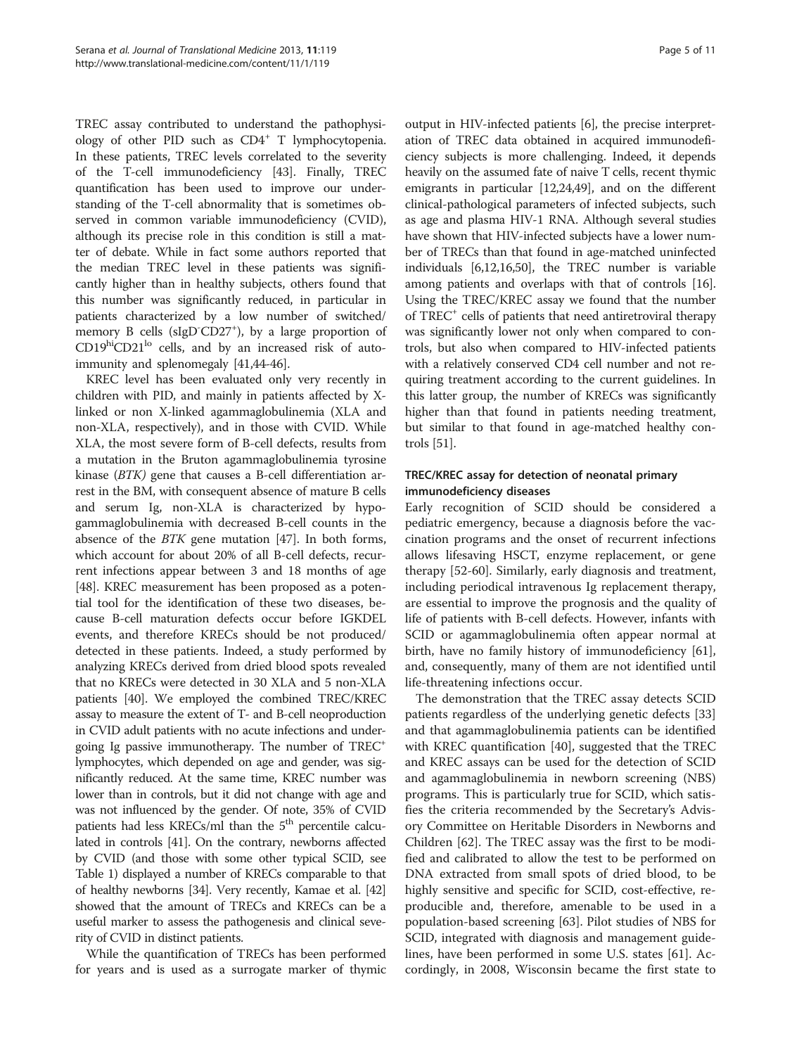TREC assay contributed to understand the pathophysiology of other PID such as $CD4^+$ T lymphocytopenia. In these patients, TREC levels correlated to the severity of the T-cell immunodeficiency [43]. Finally, TREC quantification has been used to improve our understanding of the T-cell abnormality that is sometimes observed in common variable immunodeficiency (CVID), although its precise role in this condition is still a matter of debate. While in fact some authors reported that the median TREC level in these patients was significantly higher than in healthy subjects, others found that this number was significantly reduced, in particular in patients characterized by a low number of switched/memory B cells ($sIgD^-CD27^+$), by a large proportion of $CD19^{hi}CD21^{lo}$ cells, and by an increased risk of autoimmunity and splenomegaly [41,44-46].

KREC level has been evaluated only very recently in children with PID, and mainly in patients affected by X-linked or non X-linked agammaglobulinemia (XLA and non-XLA, respectively), and in those with CVID. While XLA, the most severe form of B-cell defects, results from a mutation in the Bruton agammaglobulinemia tyrosine kinase (*BTK)* gene that causes a B-cell differentiation arrest in the BM, with consequent absence of mature B cells and serum Ig, non-XLA is characterized by hypogammaglobulinemia with decreased B-cell counts in the absence of the *BTK* gene mutation [47]. In both forms, which account for about 20% of all B-cell defects, recurrent infections appear between 3 and 18 months of age [48]. KREC measurement has been proposed as a potential tool for the identification of these two diseases, because B-cell maturation defects occur before IGKDEL events, and therefore KRECs should be not produced/detected in these patients. Indeed, a study performed by analyzing KRECs derived from dried blood spots revealed that no KRECs were detected in 30 XLA and 5 non-XLA patients [40]. We employed the combined TREC/KREC assay to measure the extent of T- and B-cell neoproduction in CVID adult patients with no acute infections and undergoing Ig passive immunotherapy. The number of $TREC^+$ lymphocytes, which depended on age and gender, was significantly reduced. At the same time, KREC number was lower than in controls, but it did not change with age and was not influenced by the gender. Of note, 35% of CVID patients had less KRECs/ml than the $5^{th}$ percentile calculated in controls [41]. On the contrary, newborns affected by CVID (and those with some other typical SCID, see Table 1) displayed a number of KRECs comparable to that of healthy newborns [34]. Very recently, Kamae et al. [42] showed that the amount of TRECs and KRECs can be a useful marker to assess the pathogenesis and clinical severity of CVID in distinct patients.

While the quantification of TRECs has been performed for years and is used as a surrogate marker of thymic output in HIV-infected patients [6], the precise interpretation of TREC data obtained in acquired immunodeficiency subjects is more challenging. Indeed, it depends heavily on the assumed fate of naive T cells, recent thymic emigrants in particular [12,24,49], and on the different clinical-pathological parameters of infected subjects, such as age and plasma HIV-1 RNA. Although several studies have shown that HIV-infected subjects have a lower number of TRECs than that found in age-matched uninfected individuals [6,12,16,50], the TREC number is variable among patients and overlaps with that of controls [16]. Using the TREC/KREC assay we found that the number of $TREC^+$ cells of patients that need antiretroviral therapy was significantly lower not only when compared to controls, but also when compared to HIV-infected patients with a relatively conserved CD4 cell number and not requiring treatment according to the current guidelines. In this latter group, the number of KRECs was significantly higher than that found in patients needing treatment, but similar to that found in age-matched healthy controls [51].

### TREC/KREC assay for detection of neonatal primary immunodeficiency diseases

Early recognition of SCID should be considered a pediatric emergency, because a diagnosis before the vaccination programs and the onset of recurrent infections allows lifesaving HSCT, enzyme replacement, or gene therapy [52-60]. Similarly, early diagnosis and treatment, including periodical intravenous Ig replacement therapy, are essential to improve the prognosis and the quality of life of patients with B-cell defects. However, infants with SCID or agammaglobulinemia often appear normal at birth, have no family history of immunodeficiency [61], and, consequently, many of them are not identified until life-threatening infections occur.

The demonstration that the TREC assay detects SCID patients regardless of the underlying genetic defects [33] and that agammaglobulinemia patients can be identified with KREC quantification [40], suggested that the TREC and KREC assays can be used for the detection of SCID and agammaglobulinemia in newborn screening (NBS) programs. This is particularly true for SCID, which satisfies the criteria recommended by the Secretary's Advisory Committee on Heritable Disorders in Newborns and Children [62]. The TREC assay was the first to be modified and calibrated to allow the test to be performed on DNA extracted from small spots of dried blood, to be highly sensitive and specific for SCID, cost-effective, reproducible and, therefore, amenable to be used in a population-based screening [63]. Pilot studies of NBS for SCID, integrated with diagnosis and management guidelines, have been performed in some U.S. states [61]. Accordingly, in 2008, Wisconsin became the first state to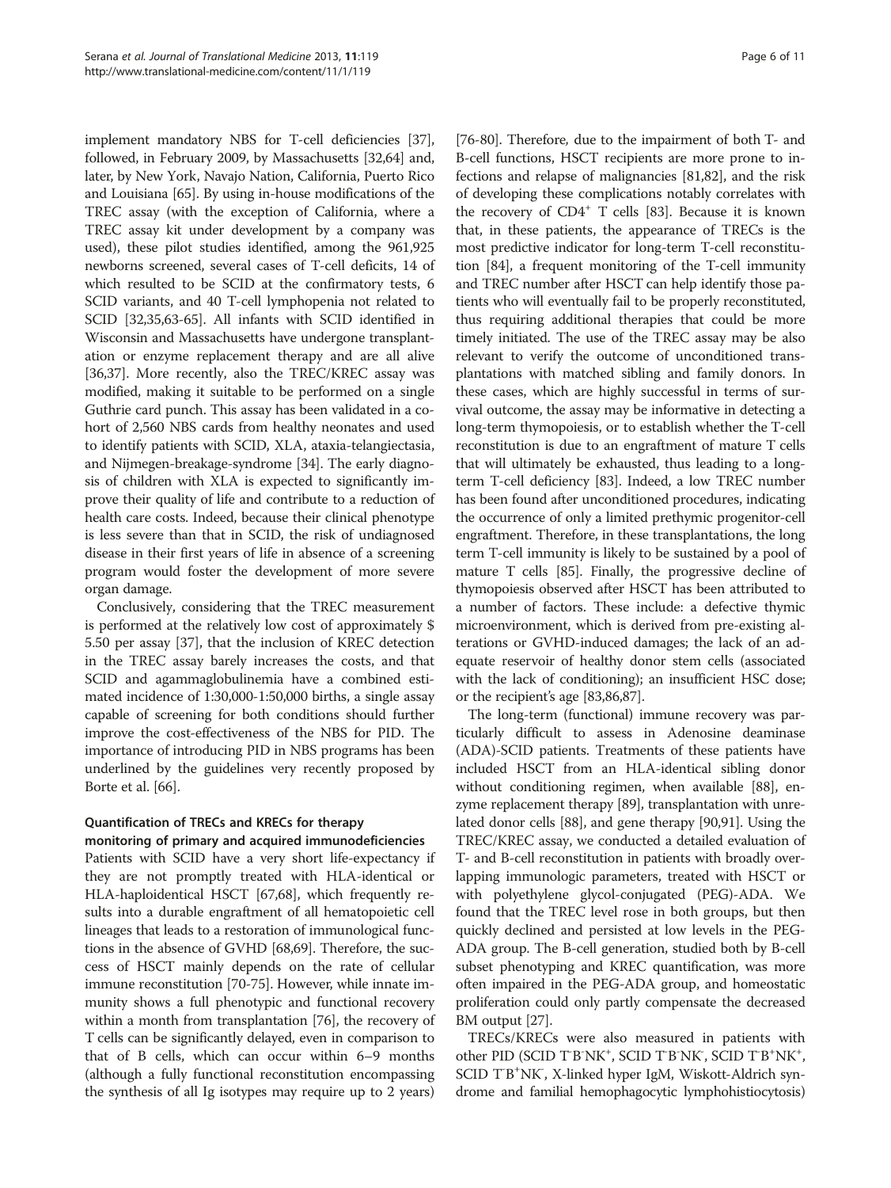implement mandatory NBS for T-cell deficiencies [37], followed, in February 2009, by Massachusetts [32,64] and, later, by New York, Navajo Nation, California, Puerto Rico and Louisiana [65]. By using in-house modifications of the TREC assay (with the exception of California, where a TREC assay kit under development by a company was used), these pilot studies identified, among the 961,925 newborns screened, several cases of T-cell deficits, 14 of which resulted to be SCID at the confirmatory tests, 6 SCID variants, and 40 T-cell lymphopenia not related to SCID [32,35,63-65]. All infants with SCID identified in Wisconsin and Massachusetts have undergone transplantation or enzyme replacement therapy and are all alive [36,37]. More recently, also the TREC/KREC assay was modified, making it suitable to be performed on a single Guthrie card punch. This assay has been validated in a cohort of 2,560 NBS cards from healthy neonates and used to identify patients with SCID, XLA, ataxia-telangiectasia, and Nijmegen-breakage-syndrome [34]. The early diagnosis of children with XLA is expected to significantly improve their quality of life and contribute to a reduction of health care costs. Indeed, because their clinical phenotype is less severe than that in SCID, the risk of undiagnosed disease in their first years of life in absence of a screening program would foster the development of more severe organ damage.

Conclusively, considering that the TREC measurement is performed at the relatively low cost of approximately $ 5.50 per assay [37], that the inclusion of KREC detection in the TREC assay barely increases the costs, and that SCID and agammaglobulinemia have a combined estimated incidence of 1:30,000-1:50,000 births, a single assay capable of screening for both conditions should further improve the cost-effectiveness of the NBS for PID. The importance of introducing PID in NBS programs has been underlined by the guidelines very recently proposed by Borte et al. [66].

### Quantification of TRECs and KRECs for therapy monitoring of primary and acquired immunodeficiencies

Patients with SCID have a very short life-expectancy if they are not promptly treated with HLA-identical or HLA-haploidentical HSCT [67,68], which frequently results into a durable engraftment of all hematopoietic cell lineages that leads to a restoration of immunological functions in the absence of GVHD [68,69]. Therefore, the success of HSCT mainly depends on the rate of cellular immune reconstitution [70-75]. However, while innate immunity shows a full phenotypic and functional recovery within a month from transplantation [76], the recovery of T cells can be significantly delayed, even in comparison to that of B cells, which can occur within 6–9 months (although a fully functional reconstitution encompassing the synthesis of all Ig isotypes may require up to 2 years) [76-80]. Therefore, due to the impairment of both T- and B-cell functions, HSCT recipients are more prone to infections and relapse of malignancies [81,82], and the risk of developing these complications notably correlates with the recovery of $CD4^+$ T cells [83]. Because it is known that, in these patients, the appearance of TRECs is the most predictive indicator for long-term T-cell reconstitution [84], a frequent monitoring of the T-cell immunity and TREC number after HSCT can help identify those patients who will eventually fail to be properly reconstituted, thus requiring additional therapies that could be more timely initiated. The use of the TREC assay may be also relevant to verify the outcome of unconditioned transplantations with matched sibling and family donors. In these cases, which are highly successful in terms of survival outcome, the assay may be informative in detecting a long-term thymopoiesis, or to establish whether the T-cell reconstitution is due to an engraftment of mature T cells that will ultimately be exhausted, thus leading to a long-term T-cell deficiency [83]. Indeed, a low TREC number has been found after unconditioned procedures, indicating the occurrence of only a limited prethymic progenitor-cell engraftment. Therefore, in these transplantations, the long term T-cell immunity is likely to be sustained by a pool of mature T cells [85]. Finally, the progressive decline of thymopoiesis observed after HSCT has been attributed to a number of factors. These include: a defective thymic microenvironment, which is derived from pre-existing alterations or GVHD-induced damages; the lack of an adequate reservoir of healthy donor stem cells (associated with the lack of conditioning); an insufficient HSC dose; or the recipient's age [83,86,87].

The long-term (functional) immune recovery was particularly difficult to assess in Adenosine deaminase (ADA)-SCID patients. Treatments of these patients have included HSCT from an HLA-identical sibling donor without conditioning regimen, when available [88], enzyme replacement therapy [89], transplantation with unrelated donor cells [88], and gene therapy [90,91]. Using the TREC/KREC assay, we conducted a detailed evaluation of T- and B-cell reconstitution in patients with broadly overlapping immunologic parameters, treated with HSCT or with polyethylene glycol-conjugated (PEG)-ADA. We found that the TREC level rose in both groups, but then quickly declined and persisted at low levels in the PEG-ADA group. The B-cell generation, studied both by B-cell subset phenotyping and KREC quantification, was more often impaired in the PEG-ADA group, and homeostatic proliferation could only partly compensate the decreased BM output [27].

TRECs/KRECs were also measured in patients with other PID (SCID $T^-B^-NK^+$, SCID $T^-B^-NK^-$, SCID $T^-B^+NK^+$, SCID $T^-B^+NK^-$, X-linked hyper IgM, Wiskott-Aldrich syndrome and familial hemophagocytic lymphohistiocytosis)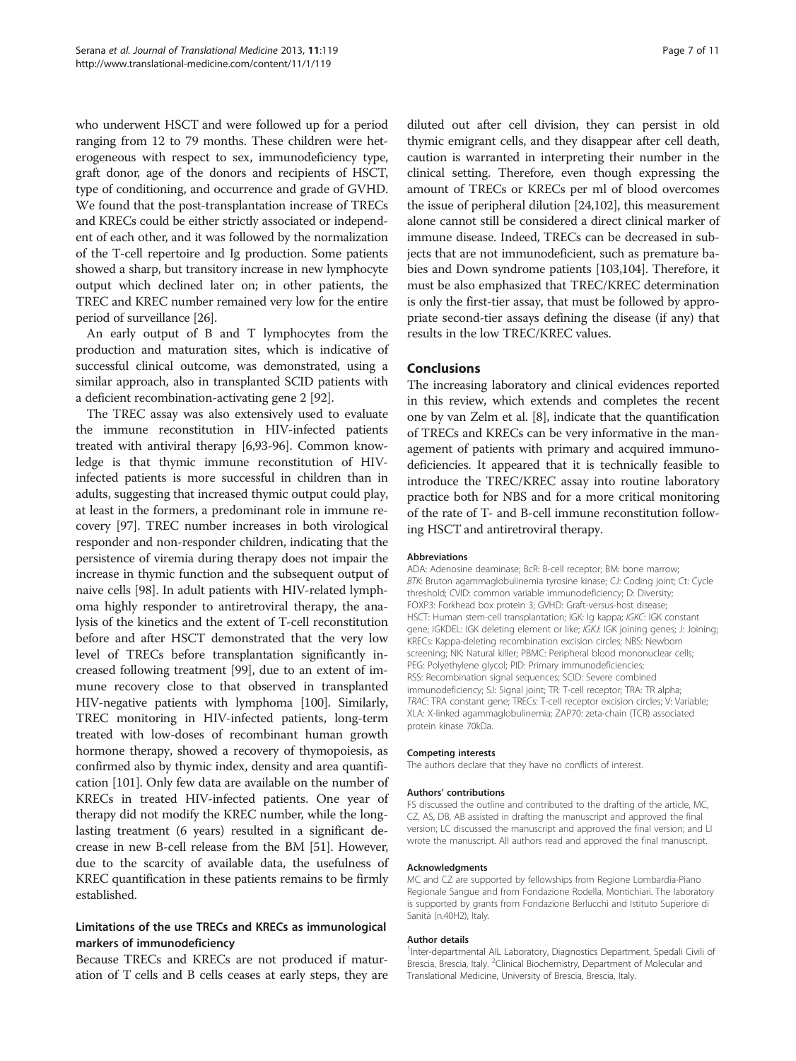who underwent HSCT and were followed up for a period ranging from 12 to 79 months. These children were heterogeneous with respect to sex, immunodeficiency type, graft donor, age of the donors and recipients of HSCT, type of conditioning, and occurrence and grade of GVHD. We found that the post-transplantation increase of TRECs and KRECs could be either strictly associated or independent of each other, and it was followed by the normalization of the T-cell repertoire and Ig production. Some patients showed a sharp, but transitory increase in new lymphocyte output which declined later on; in other patients, the TREC and KREC number remained very low for the entire period of surveillance [26].

An early output of B and T lymphocytes from the production and maturation sites, which is indicative of successful clinical outcome, was demonstrated, using a similar approach, also in transplanted SCID patients with a deficient recombination-activating gene 2 [92].

The TREC assay was also extensively used to evaluate the immune reconstitution in HIV-infected patients treated with antiviral therapy [6,93-96]. Common knowledge is that thymic immune reconstitution of HIV-infected patients is more successful in children than in adults, suggesting that increased thymic output could play, at least in the formers, a predominant role in immune recovery [97]. TREC number increases in both virological responder and non-responder children, indicating that the persistence of viremia during therapy does not impair the increase in thymic function and the subsequent output of naive cells [98]. In adult patients with HIV-related lymphoma highly responder to antiretroviral therapy, the analysis of the kinetics and the extent of T-cell reconstitution before and after HSCT demonstrated that the very low level of TRECs before transplantation significantly increased following treatment [99], due to an extent of immune recovery close to that observed in transplanted HIV-negative patients with lymphoma [100]. Similarly, TREC monitoring in HIV-infected patients, long-term treated with low-doses of recombinant human growth hormone therapy, showed a recovery of thymopoiesis, as confirmed also by thymic index, density and area quantification [101]. Only few data are available on the number of KRECs in treated HIV-infected patients. One year of therapy did not modify the KREC number, while the long-lasting treatment (6 years) resulted in a significant decrease in new B-cell release from the BM [51]. However, due to the scarcity of available data, the usefulness of KREC quantification in these patients remains to be firmly established.

### Limitations of the use TRECs and KRECs as immunological markers of immunodeficiency

Because TRECs and KRECs are not produced if maturation of T cells and B cells ceases at early steps, they are diluted out after cell division, they can persist in old thymic emigrant cells, and they disappear after cell death, caution is warranted in interpreting their number in the clinical setting. Therefore, even though expressing the amount of TRECs or KRECs per ml of blood overcomes the issue of peripheral dilution [24,102], this measurement alone cannot still be considered a direct clinical marker of immune disease. Indeed, TRECs can be decreased in subjects that are not immunodeficient, such as premature babies and Down syndrome patients [103,104]. Therefore, it must be also emphasized that TREC/KREC determination is only the first-tier assay, that must be followed by appropriate second-tier assays defining the disease (if any) that results in the low TREC/KREC values.

## Conclusions

The increasing laboratory and clinical evidences reported in this review, which extends and completes the recent one by van Zelm et al. [8], indicate that the quantification of TRECs and KRECs can be very informative in the management of patients with primary and acquired immunodeficiencies. It appeared that it is technically feasible to introduce the TREC/KREC assay into routine laboratory practice both for NBS and for a more critical monitoring of the rate of T- and B-cell immune reconstitution following HSCT and antiretroviral therapy.

#### Abbreviations

ADA: Adenosine deaminase; BcR: B-cell receptor; BM: bone marrow; *BTK*: Bruton agammaglobulinemia tyrosine kinase; CJ: Coding joint; Ct: Cycle threshold; CVID: common variable immunodeficiency; D: Diversity; FOXP3: Forkhead box protein 3; GVHD: Graft-versus-host disease; HSCT: Human stem-cell transplantation; IGK: Ig kappa; *IGKC*: IGK constant gene; IGKDEL: IGK deleting element or like; *IGKJ*: IGK joining genes; J: Joining; KRECs: Kappa-deleting recombination excision circles; NBS: Newborn screening; NK: Natural killer; PBMC: Peripheral blood mononuclear cells; PEG: Polyethylene glycol; PID: Primary immunodeficiencies; RSS: Recombination signal sequences; SCID: Severe combined immunodeficiency; SJ: Signal joint; TR: T-cell receptor; TRA: TR alpha; *TRAC*: TRA constant gene; TRECs: T-cell receptor excision circles; V: Variable; XLA: X-linked agammaglobulinemia; ZAP70: zeta-chain (TCR) associated protein kinase 70kDa.

#### Competing interests

The authors declare that they have no conflicts of interest.

#### Authors' contributions

FS discussed the outline and contributed to the drafting of the article, MC, CZ, AS, DB, AB assisted in drafting the manuscript and approved the final version; LC discussed the manuscript and approved the final version; and LI wrote the manuscript. All authors read and approved the final manuscript.

#### Acknowledgments

MC and CZ are supported by fellowships from Regione Lombardia-Piano Regionale Sangue and from Fondazione Rodella, Montichiari. The laboratory is supported by grants from Fondazione Berlucchi and Istituto Superiore di Sanità (n.40H2), Italy.

#### Author details

[1]Inter-departmental AIL Laboratory, Diagnostics Department, Spedali Civili of Brescia, Brescia, Italy. [2]Clinical Biochemistry, Department of Molecular and Translational Medicine, University of Brescia, Brescia, Italy.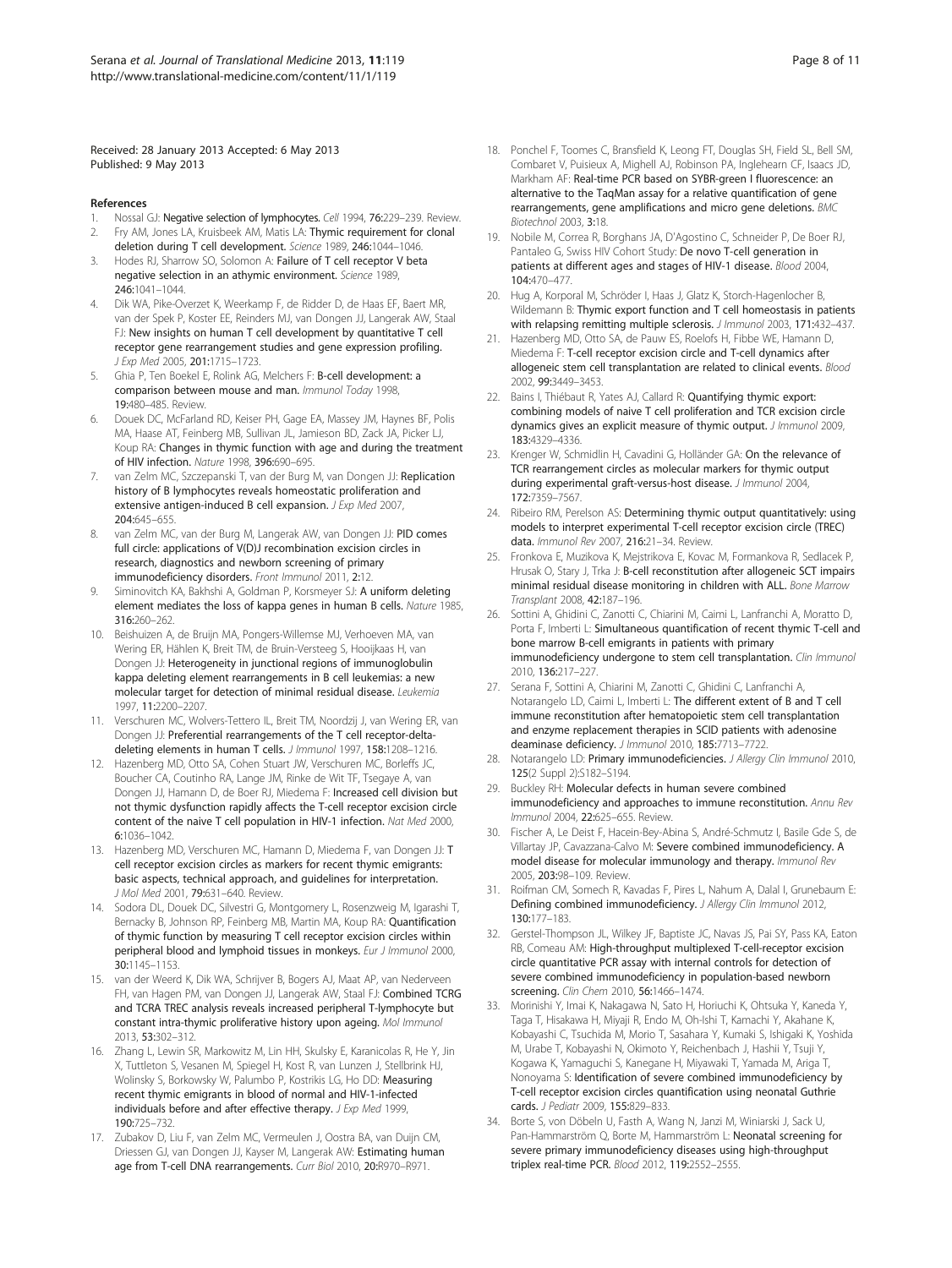Received: 28 January 2013 Accepted: 6 May 2013
Published: 9 May 2013

## References

1. Nossal GJ: **Negative selection of lymphocytes.** *Cell* 1994, **76:**229–239. Review.
2. Fry AM, Jones LA, Kruisbeek AM, Matis LA: **Thymic requirement for clonal deletion during T cell development.** *Science* 1989, **246:**1044–1046.
3. Hodes RJ, Sharrow SO, Solomon A: **Failure of T cell receptor V beta negative selection in an athymic environment.** *Science* 1989, **246:**1041–1044.
4. Dik WA, Pike-Overzet K, Weerkamp F, de Ridder D, de Haas EF, Baert MR, van der Spek P, Koster EE, Reinders MJ, van Dongen JJ, Langerak AW, Staal FJ: **New insights on human T cell development by quantitative T cell receptor gene rearrangement studies and gene expression profiling.** *J Exp Med* 2005, **201:**1715–1723.
5. Ghia P, Ten Boekel E, Rolink AG, Melchers F: **B-cell development: a comparison between mouse and man.** *Immunol Today* 1998, **19:**480–485. Review.
6. Douek DC, McFarland RD, Keiser PH, Gage EA, Massey JM, Haynes BF, Polis MA, Haase AT, Feinberg MB, Sullivan JL, Jamieson BD, Zack JA, Picker LJ, Koup RA: **Changes in thymic function with age and during the treatment of HIV infection.** *Nature* 1998, **396:**690–695.
7. van Zelm MC, Szczepanski T, van der Burg M, van Dongen JJ: **Replication history of B lymphocytes reveals homeostatic proliferation and extensive antigen-induced B cell expansion.** *J Exp Med* 2007, **204:**645–655.
8. van Zelm MC, van der Burg M, Langerak AW, van Dongen JJ: **PID comes full circle: applications of V(D)J recombination excision circles in research, diagnostics and newborn screening of primary immunodeficiency disorders.** *Front Immunol* 2011, **2:**12.
9. Siminovitch KA, Bakhshi A, Goldman P, Korsmeyer SJ: **A uniform deleting element mediates the loss of kappa genes in human B cells.** *Nature* 1985, **316:**260–262.
10. Beishuizen A, de Bruijn MA, Pongers-Willemse MJ, Verhoeven MA, van Wering ER, Hählen K, Breit TM, de Bruin-Versteeg S, Hooijkaas H, van Dongen JJ: **Heterogeneity in junctional regions of immunoglobulin kappa deleting element rearrangements in B cell leukemias: a new molecular target for detection of minimal residual disease.** *Leukemia* 1997, **11:**2200–2207.
11. Verschuren MC, Wolvers-Tettero IL, Breit TM, Noordzij J, van Wering ER, van Dongen JJ: **Preferential rearrangements of the T cell receptor-delta-deleting elements in human T cells.** *J Immunol* 1997, **158:**1208–1216.
12. Hazenberg MD, Otto SA, Cohen Stuart JW, Verschuren MC, Borleffs JC, Boucher CA, Coutinho RA, Lange JM, Rinke de Wit TF, Tsegaye A, van Dongen JJ, Hamann D, de Boer RJ, Miedema F: **Increased cell division but not thymic dysfunction rapidly affects the T-cell receptor excision circle content of the naive T cell population in HIV-1 infection.** *Nat Med* 2000, **6:**1036–1042.
13. Hazenberg MD, Verschuren MC, Hamann D, Miedema F, van Dongen JJ: **T cell receptor excision circles as markers for recent thymic emigrants: basic aspects, technical approach, and guidelines for interpretation.** *J Mol Med* 2001, **79:**631–640. Review.
14. Sodora DL, Douek DC, Silvestri G, Montgomery L, Rosenzweig M, Igarashi T, Bernacky B, Johnson RP, Feinberg MB, Martin MA, Koup RA: **Quantification of thymic function by measuring T cell receptor excision circles within peripheral blood and lymphoid tissues in monkeys.** *Eur J Immunol* 2000, **30:**1145–1153.
15. van der Weerd K, Dik WA, Schrijver B, Bogers AJ, Maat AP, van Nederveen FH, van Hagen PM, van Dongen JJ, Langerak AW, Staal FJ: **Combined TCRG and TCRA TREC analysis reveals increased peripheral T-lymphocyte but constant intra-thymic proliferative history upon ageing.** *Mol Immunol* 2013, **53:**302–312.
16. Zhang L, Lewin SR, Markowitz M, Lin HH, Skulsky E, Karanicolas R, He Y, Jin X, Tuttleton S, Vesanen M, Spiegel H, Kost R, van Lunzen J, Stellbrink HJ, Wolinsky S, Borkowsky W, Palumbo P, Kostrikis LG, Ho DD: **Measuring recent thymic emigrants in blood of normal and HIV-1-infected individuals before and after effective therapy.** *J Exp Med* 1999, **190:**725–732.
17. Zubakov D, Liu F, van Zelm MC, Vermeulen J, Oostra BA, van Duijn CM, Driessen GJ, van Dongen JJ, Kayser M, Langerak AW: **Estimating human age from T-cell DNA rearrangements.** *Curr Biol* 2010, **20:**R970–R971.
18. Ponchel F, Toomes C, Bransfield K, Leong FT, Douglas SH, Field SL, Bell SM, Combaret V, Puisieux A, Mighell AJ, Robinson PA, Inglehearn CF, Isaacs JD, Markham AF: **Real-time PCR based on SYBR-green I fluorescence: an alternative to the TaqMan assay for a relative quantification of gene rearrangements, gene amplifications and micro gene deletions.** *BMC Biotechnol* 2003, **3:**18.
19. Nobile M, Correa R, Borghans JA, D'Agostino C, Schneider P, De Boer RJ, Pantaleo G, Swiss HIV Cohort Study: **De novo T-cell generation in patients at different ages and stages of HIV-1 disease.** *Blood* 2004, **104:**470–477.
20. Hug A, Korporal M, Schröder I, Haas J, Glatz K, Storch-Hagenlocher B, Wildemann B: **Thymic export function and T cell homeostasis in patients with relapsing remitting multiple sclerosis.** *J Immunol* 2003, **171:**432–437.
21. Hazenberg MD, Otto SA, de Pauw ES, Roelofs H, Fibbe WE, Hamann D, Miedema F: **T-cell receptor excision circle and T-cell dynamics after allogeneic stem cell transplantation are related to clinical events.** *Blood* 2002, **99:**3449–3453.
22. Bains I, Thiébaut R, Yates AJ, Callard R: **Quantifying thymic export: combining models of naive T cell proliferation and TCR excision circle dynamics gives an explicit measure of thymic output.** *J Immunol* 2009, **183:**4329–4336.
23. Krenger W, Schmidlin H, Cavadini G, Holländer GA: **On the relevance of TCR rearrangement circles as molecular markers for thymic output during experimental graft-versus-host disease.** *J Immunol* 2004, **172:**7359–7567.
24. Ribeiro RM, Perelson AS: **Determining thymic output quantitatively: using models to interpret experimental T-cell receptor excision circle (TREC) data.** *Immunol Rev* 2007, **216:**21–34. Review.
25. Fronkova E, Muzikova K, Mejstrikova E, Kovac M, Formankova R, Sedlacek P, Hrusak O, Stary J, Trka J: **B-cell reconstitution after allogeneic SCT impairs minimal residual disease monitoring in children with ALL.** *Bone Marrow Transplant* 2008, **42:**187–196.
26. Sottini A, Ghidini C, Zanotti C, Chiarini M, Caimi L, Lanfranchi A, Moratto D, Porta F, Imberti L: **Simultaneous quantification of recent thymic T-cell and bone marrow B-cell emigrants in patients with primary immunodeficiency undergone to stem cell transplantation.** *Clin Immunol* 2010, **136:**217–227.
27. Serana F, Sottini A, Chiarini M, Zanotti C, Ghidini C, Lanfranchi A, Notarangelo LD, Caimi L, Imberti L: **The different extent of B and T cell immune reconstitution after hematopoietic stem cell transplantation and enzyme replacement therapies in SCID patients with adenosine deaminase deficiency.** *J Immunol* 2010, **185:**7713–7722.
28. Notarangelo LD: **Primary immunodeficiencies.** *J Allergy Clin Immunol* 2010, **125**(2 Suppl 2)**:**S182–S194.
29. Buckley RH: **Molecular defects in human severe combined immunodeficiency and approaches to immune reconstitution.** *Annu Rev Immunol* 2004, **22:**625–655. Review.
30. Fischer A, Le Deist F, Hacein-Bey-Abina S, André-Schmutz I, Basile Gde S, de Villartay JP, Cavazzana-Calvo M: **Severe combined immunodeficiency. A model disease for molecular immunology and therapy.** *Immunol Rev* 2005, **203:**98–109. Review.
31. Roifman CM, Somech R, Kavadas F, Pires L, Nahum A, Dalal I, Grunebaum E: **Defining combined immunodeficiency.** *J Allergy Clin Immunol* 2012, **130:**177–183.
32. Gerstel-Thompson JL, Wilkey JF, Baptiste JC, Navas JS, Pai SY, Pass KA, Eaton RB, Comeau AM: **High-throughput multiplexed T-cell-receptor excision circle quantitative PCR assay with internal controls for detection of severe combined immunodeficiency in population-based newborn screening.** *Clin Chem* 2010, **56:**1466–1474.
33. Morinishi Y, Imai K, Nakagawa N, Sato H, Horiuchi K, Ohtsuka Y, Kaneda Y, Taga T, Hisakawa H, Miyaji R, Endo M, Oh-Ishi T, Kamachi Y, Akahane K, Kobayashi C, Tsuchida M, Morio T, Sasahara Y, Kumaki S, Ishigaki K, Yoshida M, Urabe T, Kobayashi N, Okimoto Y, Reichenbach J, Hashii Y, Tsuji Y, Kogawa K, Yamaguchi S, Kanegane H, Miyawaki T, Yamada M, Ariga T, Nonoyama S: **Identification of severe combined immunodeficiency by T-cell receptor excision circles quantification using neonatal Guthrie cards.** *J Pediatr* 2009, **155:**829–833.
34. Borte S, von Döbeln U, Fasth A, Wang N, Janzi M, Winiarski J, Sack U, Pan-Hammarström Q, Borte M, Hammarström L: **Neonatal screening for severe primary immunodeficiency diseases using high-throughput triplex real-time PCR.** *Blood* 2012, **119:**2552–2555.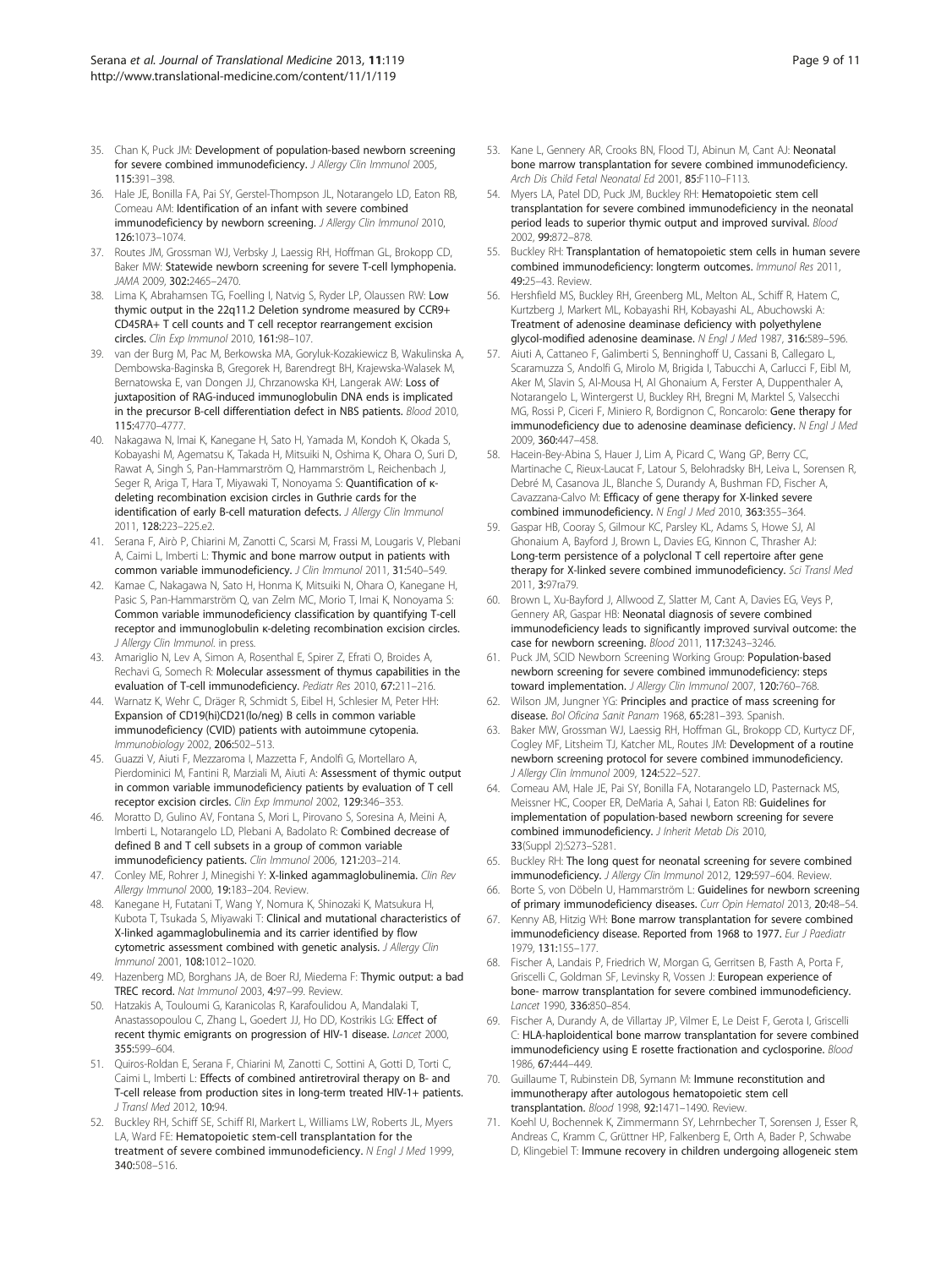35. Chan K, Puck JM: **Development of population-based newborn screening for severe combined immunodeficiency.** *J Allergy Clin Immunol* 2005, **115:**391–398.
36. Hale JE, Bonilla FA, Pai SY, Gerstel-Thompson JL, Notarangelo LD, Eaton RB, Comeau AM: **Identification of an infant with severe combined immunodeficiency by newborn screening.** *J Allergy Clin Immunol* 2010, **126:**1073–1074.
37. Routes JM, Grossman WJ, Verbsky J, Laessig RH, Hoffman GL, Brokopp CD, Baker MW: **Statewide newborn screening for severe T-cell lymphopenia.** *JAMA* 2009, **302:**2465–2470.
38. Lima K, Abrahamsen TG, Foelling I, Natvig S, Ryder LP, Olaussen RW: **Low thymic output in the 22q11.2 Deletion syndrome measured by CCR9+ CD45RA+ T cell counts and T cell receptor rearrangement excision circles.** *Clin Exp Immunol* 2010, **161:**98–107.
39. van der Burg M, Pac M, Berkowska MA, Goryluk-Kozakiewicz B, Wakulinska A, Dembowska-Baginska B, Gregorek H, Barendregt BH, Krajewska-Walasek M, Bernatowska E, van Dongen JJ, Chrzanowska KH, Langerak AW: **Loss of juxtaposition of RAG-induced immunoglobulin DNA ends is implicated in the precursor B-cell differentiation defect in NBS patients.** *Blood* 2010, **115:**4770–4777.
40. Nakagawa N, Imai K, Kanegane H, Sato H, Yamada M, Kondoh K, Okada S, Kobayashi M, Agematsu K, Takada H, Mitsuiki N, Oshima K, Ohara O, Suri D, Rawat A, Singh S, Pan-Hammarström Q, Hammarström L, Reichenbach J, Seger R, Ariga T, Hara T, Miyawaki T, Nonoyama S: **Quantification of κ-deleting recombination excision circles in Guthrie cards for the identification of early B-cell maturation defects.** *J Allergy Clin Immunol* 2011, **128:**223–225.e2.
41. Serana F, Airò P, Chiarini M, Zanotti C, Scarsi M, Frassi M, Lougaris V, Plebani A, Caimi L, Imberti L: **Thymic and bone marrow output in patients with common variable immunodeficiency.** *J Clin Immunol* 2011, **31:**540–549.
42. Kamae C, Nakagawa N, Sato H, Honma K, Mitsuiki N, Ohara O, Kanegane H, Pasic S, Pan-Hammarström Q, van Zelm MC, Morio T, Imai K, Nonoyama S: **Common variable immunodeficiency classification by quantifying T-cell receptor and immunoglobulin κ-deleting recombination excision circles.** *J Allergy Clin Immunol*. in press.
43. Amariglio N, Lev A, Simon A, Rosenthal E, Spirer Z, Efrati O, Broides A, Rechavi G, Somech R: **Molecular assessment of thymus capabilities in the evaluation of T-cell immunodeficiency.** *Pediatr Res* 2010, **67:**211–216.
44. Warnatz K, Wehr C, Dräger R, Schmidt S, Eibel H, Schlesier M, Peter HH: **Expansion of CD19(hi)CD21(lo/neg) B cells in common variable immunodeficiency (CVID) patients with autoimmune cytopenia.** *Immunobiology* 2002, **206:**502–513.
45. Guazzi V, Aiuti F, Mezzaroma I, Mazzetta F, Andolfi G, Mortellaro A, Pierdominici M, Fantini R, Marziali M, Aiuti A: **Assessment of thymic output in common variable immunodeficiency patients by evaluation of T cell receptor excision circles.** *Clin Exp Immunol* 2002, **129:**346–353.
46. Moratto D, Gulino AV, Fontana S, Mori L, Pirovano S, Soresina A, Meini A, Imberti L, Notarangelo LD, Plebani A, Badolato R: **Combined decrease of defined B and T cell subsets in a group of common variable immunodeficiency patients.** *Clin Immunol* 2006, **121:**203–214.
47. Conley ME, Rohrer J, Minegishi Y: **X-linked agammaglobulinemia.** *Clin Rev Allergy Immunol* 2000, **19:**183–204. Review.
48. Kanegane H, Futatani T, Wang Y, Nomura K, Shinozaki K, Matsukura H, Kubota T, Tsukada S, Miyawaki T: **Clinical and mutational characteristics of X-linked agammaglobulinemia and its carrier identified by flow cytometric assessment combined with genetic analysis.** *J Allergy Clin Immunol* 2001, **108:**1012–1020.
49. Hazenberg MD, Borghans JA, de Boer RJ, Miedema F: **Thymic output: a bad TREC record.** *Nat Immunol* 2003, **4:**97–99. Review.
50. Hatzakis A, Touloumi G, Karanicolas R, Karafoulidou A, Mandalaki T, Anastassopoulou C, Zhang L, Goedert JJ, Ho DD, Kostrikis LG: **Effect of recent thymic emigrants on progression of HIV-1 disease.** *Lancet* 2000, **355:**599–604.
51. Quiros-Roldan E, Serana F, Chiarini M, Zanotti C, Sottini A, Gotti D, Torti C, Caimi L, Imberti L: **Effects of combined antiretroviral therapy on B- and T-cell release from production sites in long-term treated HIV-1+ patients.** *J Transl Med* 2012, **10:**94.
52. Buckley RH, Schiff SE, Schiff RI, Markert L, Williams LW, Roberts JL, Myers LA, Ward FE: **Hematopoietic stem-cell transplantation for the treatment of severe combined immunodeficiency.** *N Engl J Med* 1999, **340:**508–516.
53. Kane L, Gennery AR, Crooks BN, Flood TJ, Abinun M, Cant AJ: **Neonatal bone marrow transplantation for severe combined immunodeficiency.** *Arch Dis Child Fetal Neonatal Ed* 2001, **85:**F110–F113.
54. Myers LA, Patel DD, Puck JM, Buckley RH: **Hematopoietic stem cell transplantation for severe combined immunodeficiency in the neonatal period leads to superior thymic output and improved survival.** *Blood* 2002, **99:**872–878.
55. Buckley RH: **Transplantation of hematopoietic stem cells in human severe combined immunodeficiency: longterm outcomes.** *Immunol Res* 2011, **49:**25–43. Review.
56. Hershfield MS, Buckley RH, Greenberg ML, Melton AL, Schiff R, Hatem C, Kurtzberg J, Markert ML, Kobayashi RH, Kobayashi AL, Abuchowski A: **Treatment of adenosine deaminase deficiency with polyethylene glycol-modified adenosine deaminase.** *N Engl J Med* 1987, **316:**589–596.
57. Aiuti A, Cattaneo F, Galimberti S, Benninghoff U, Cassani B, Callegaro L, Scaramuzza S, Andolfi G, Mirolo M, Brigida I, Tabucchi A, Carlucci F, Eibl M, Aker M, Slavin S, Al-Mousa H, Al Ghonaium A, Ferster A, Duppenthaler A, Notarangelo L, Wintergerst U, Buckley RH, Bregni M, Marktel S, Valsecchi MG, Rossi P, Ciceri F, Miniero R, Bordignon C, Roncarolo: **Gene therapy for immunodeficiency due to adenosine deaminase deficiency.** *N Engl J Med* 2009, **360:**447–458.
58. Hacein-Bey-Abina S, Hauer J, Lim A, Picard C, Wang GP, Berry CC, Martinache C, Rieux-Laucat F, Latour S, Belohradsky BH, Leiva L, Sorensen R, Debré M, Casanova JL, Blanche S, Durandy A, Bushman FD, Fischer A, Cavazzana-Calvo M: **Efficacy of gene therapy for X-linked severe combined immunodeficiency.** *N Engl J Med* 2010, **363:**355–364.
59. Gaspar HB, Cooray S, Gilmour KC, Parsley KL, Adams S, Howe SJ, Al Ghonaium A, Bayford J, Brown L, Davies EG, Kinnon C, Thrasher AJ: **Long-term persistence of a polyclonal T cell repertoire after gene therapy for X-linked severe combined immunodeficiency.** *Sci Transl Med* 2011, **3:**97ra79.
60. Brown L, Xu-Bayford J, Allwood Z, Slatter M, Cant A, Davies EG, Veys P, Gennery AR, Gaspar HB: **Neonatal diagnosis of severe combined immunodeficiency leads to significantly improved survival outcome: the case for newborn screening.** *Blood* 2011, **117:**3243–3246.
61. Puck JM, SCID Newborn Screening Working Group: **Population-based newborn screening for severe combined immunodeficiency: steps toward implementation.** *J Allergy Clin Immunol* 2007, **120:**760–768.
62. Wilson JM, Jungner YG: **Principles and practice of mass screening for disease.** *Bol Oficina Sanit Panam* 1968, **65:**281–393. Spanish.
63. Baker MW, Grossman WJ, Laessig RH, Hoffman GL, Brokopp CD, Kurtycz DF, Cogley MF, Litsheim TJ, Katcher ML, Routes JM: **Development of a routine newborn screening protocol for severe combined immunodeficiency.** *J Allergy Clin Immunol* 2009, **124:**522–527.
64. Comeau AM, Hale JE, Pai SY, Bonilla FA, Notarangelo LD, Pasternack MS, Meissner HC, Cooper ER, DeMaria A, Sahai I, Eaton RB: **Guidelines for implementation of population-based newborn screening for severe combined immunodeficiency.** *J Inherit Metab Dis* 2010, **33**(Suppl 2)**:**S273–S281.
65. Buckley RH: **The long quest for neonatal screening for severe combined immunodeficiency.** *J Allergy Clin Immunol* 2012, **129:**597–604. Review.
66. Borte S, von Döbeln U, Hammarström L: **Guidelines for newborn screening of primary immunodeficiency diseases.** *Curr Opin Hematol* 2013, **20:**48–54.
67. Kenny AB, Hitzig WH: **Bone marrow transplantation for severe combined immunodeficiency disease. Reported from 1968 to 1977.** *Eur J Paediatr* 1979, **131:**155–177.
68. Fischer A, Landais P, Friedrich W, Morgan G, Gerritsen B, Fasth A, Porta F, Griscelli C, Goldman SF, Levinsky R, Vossen J: **European experience of bone- marrow transplantation for severe combined immunodeficiency.** *Lancet* 1990, **336:**850–854.
69. Fischer A, Durandy A, de Villartay JP, Vilmer E, Le Deist F, Gerota I, Griscelli C: **HLA-haploidentical bone marrow transplantation for severe combined immunodeficiency using E rosette fractionation and cyclosporine.** *Blood* 1986, **67:**444–449.
70. Guillaume T, Rubinstein DB, Symann M: **Immune reconstitution and immunotherapy after autologous hematopoietic stem cell transplantation.** *Blood* 1998, **92:**1471–1490. Review.
71. Koehl U, Bochennek K, Zimmermann SY, Lehrnbecher T, Sorensen J, Esser R, Andreas C, Kramm C, Grüttner HP, Falkenberg E, Orth A, Bader P, Schwabe D, Klingebiel T: **Immune recovery in children undergoing allogeneic stem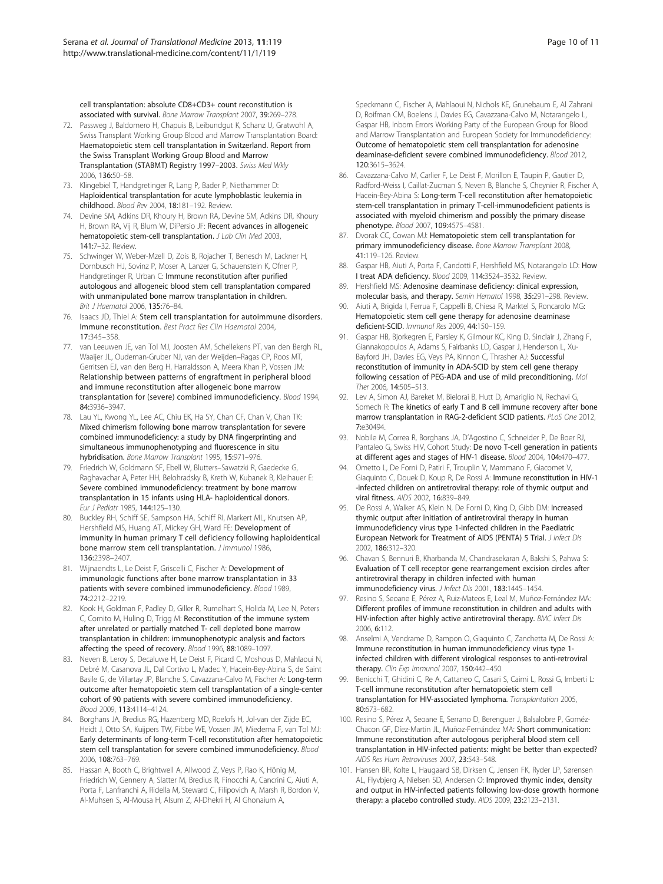cell transplantation: absolute CD8+CD3+ count reconstitution is associated with survival. *Bone Marrow Transplant* 2007, **39**:269–278.

72. Passweg J, Baldomero H, Chapuis B, Leibundgut K, Schanz U, Gratwohl A, Swiss Transplant Working Group Blood and Marrow Transplantation Board: **Haematopoietic stem cell transplantation in Switzerland. Report from the Swiss Transplant Working Group Blood and Marrow Transplantation (STABMT) Registry 1997–2003.** *Swiss Med Wkly* 2006, **136**:50–58.
73. Klingebiel T, Handgretinger R, Lang P, Bader P, Niethammer D: **Haploidentical transplantation for acute lymphoblastic leukemia in childhood.** *Blood Rev* 2004, **18**:181–192. Review.
74. Devine SM, Adkins DR, Khoury H, Brown RA, Devine SM, Adkins DR, Khoury H, Brown RA, Vij R, Blum W, DiPersio JF: **Recent advances in allogeneic hematopoietic stem-cell transplantation.** *J Lab Clin Med* 2003, **141**:7–32. Review.
75. Schwinger W, Weber-Mzell D, Zois B, Rojacher T, Benesch M, Lackner H, Dornbusch HJ, Sovinz P, Moser A, Lanzer G, Schauenstein K, Ofner P, Handgretinger R, Urban C: **Immune reconstitution after purified autologous and allogeneic blood stem cell transplantation compared with unmanipulated bone marrow transplantation in children.** *Brit J Haematol* 2006, **135**:76–84.
76. Isaacs JD, Thiel A: **Stem cell transplantation for autoimmune disorders. Immune reconstitution.** *Best Pract Res Clin Haematol* 2004, **17**:345–358.
77. van Leeuwen JE, van Tol MJ, Joosten AM, Schellekens PT, van den Bergh RL, Waaijer JL, Oudeman-Gruber NJ, van der Weijden–Ragas CP, Roos MT, Gerritsen EJ, van den Berg H, Harraldsson A, Meera Khan P, Vossen JM: **Relationship between patterns of engraftment in peripheral blood and immune reconstitution after allogeneic bone marrow transplantation for (severe) combined immunodeficiency.** *Blood* 1994, **84**:3936–3947.
78. Lau YL, Kwong YL, Lee AC, Chiu EK, Ha SY, Chan CF, Chan V, Chan TK: **Mixed chimerism following bone marrow transplantation for severe combined immunodeficiency: a study by DNA fingerprinting and simultaneous immunophenotyping and fluorescence in situ hybridisation.** *Bone Marrow Transplant* 1995, **15**:971–976.
79. Friedrich W, Goldmann SF, Ebell W, Blutters–Sawatzki R, Gaedecke G, Raghavachar A, Peter HH, Belohradsky B, Kreth W, Kubanek B, Kleihauer E: **Severe combined immunodeficiency: treatment by bone marrow transplantation in 15 infants using HLA- haploidentical donors.** *Eur J Pediatr* 1985, **144**:125–130.
80. Buckley RH, Schiff SE, Sampson HA, Schiff RI, Markert ML, Knutsen AP, Hershfield MS, Huang AT, Mickey GH, Ward FE: **Development of immunity in human primary T cell deficiency following haploidentical bone marrow stem cell transplantation.** *J Immunol* 1986, **136**:2398–2407.
81. Wijnaendts L, Le Deist F, Griscelli C, Fischer A: **Development of immunologic functions after bone marrow transplantation in 33 patients with severe combined immunodeficiency.** *Blood* 1989, **74**:2212–2219.
82. Kook H, Goldman F, Padley D, Giller R, Rumelhart S, Holida M, Lee N, Peters C, Comito M, Huling D, Trigg M: **Reconstitution of the immune system after unrelated or partially matched T- cell depleted bone marrow transplantation in children: immunophenotypic analysis and factors affecting the speed of recovery.** *Blood* 1996, **88**:1089–1097.
83. Neven B, Leroy S, Decaluwe H, Le Deist F, Picard C, Moshous D, Mahlaoui N, Debré M, Casanova JL, Dal Cortivo L, Madec Y, Hacein-Bey-Abina S, de Saint Basile G, de Villartay JP, Blanche S, Cavazzana-Calvo M, Fischer A: **Long-term outcome after hematopoietic stem cell transplantation of a single-center cohort of 90 patients with severe combined immunodeficiency.** *Blood* 2009, **113**:4114–4124.
84. Borghans JA, Bredius RG, Hazenberg MD, Roelofs H, Jol-van der Zijde EC, Heidt J, Otto SA, Kuijpers TW, Fibbe WE, Vossen JM, Miedema F, van Tol MJ: **Early determinants of long-term T-cell reconstitution after hematopoietic stem cell transplantation for severe combined immunodeficiency.** *Blood* 2006, **108**:763–769.
85. Hassan A, Booth C, Brightwell A, Allwood Z, Veys P, Rao K, Hönig M, Friedrich W, Gennery A, Slatter M, Bredius R, Finocchi A, Cancrini C, Aiuti A, Porta F, Lanfranchi A, Ridella M, Steward C, Filipovich A, Marsh R, Bordon V, Al-Muhsen S, Al-Mousa H, Alsum Z, Al-Dhekri H, Al Ghonaium A, Speckmann C, Fischer A, Mahlaoui N, Nichols KE, Grunebaum E, Al Zahrani D, Roifman CM, Boelens J, Davies EG, Cavazzana-Calvo M, Notarangelo L, Gaspar HB, Inborn Errors Working Party of the European Group for Blood and Marrow Transplantation and European Society for Immunodeficiency: **Outcome of hematopoietic stem cell transplantation for adenosine deaminase-deficient severe combined immunodeficiency.** *Blood* 2012, **120**:3615–3624.
86. Cavazzana-Calvo M, Carlier F, Le Deist F, Morillon E, Taupin P, Gautier D, Radford-Weiss I, Caillat-Zucman S, Neven B, Blanche S, Cheynier R, Fischer A, Hacein-Bey-Abina S: **Long-term T-cell reconstitution after hematopoietic stem-cell transplantation in primary T-cell-immunodeficient patients is associated with myeloid chimerism and possibly the primary disease phenotype.** *Blood* 2007, **109**:4575–4581.
87. Dvorak CC, Cowan MJ: **Hematopoietic stem cell transplantation for primary immunodeficiency disease.** *Bone Marrow Transplant* 2008, **41**:119–126. Review.
88. Gaspar HB, Aiuti A, Porta F, Candotti F, Hershfield MS, Notarangelo LD: **How I treat ADA deficiency.** *Blood* 2009, **114**:3524–3532. Review.
89. Hershfield MS: **Adenosine deaminase deficiency: clinical expression, molecular basis, and therapy.** *Semin Hematol* 1998, **35**:291–298. Review.
90. Aiuti A, Brigida I, Ferrua F, Cappelli B, Chiesa R, Marktel S, Roncarolo MG: **Hematopoietic stem cell gene therapy for adenosine deaminase deficient-SCID.** *Immunol Res* 2009, **44**:150–159.
91. Gaspar HB, Bjorkegren E, Parsley K, Gilmour KC, King D, Sinclair J, Zhang F, Giannakopoulos A, Adams S, Fairbanks LD, Gaspar J, Henderson L, Xu-Bayford JH, Davies EG, Veys PA, Kinnon C, Thrasher AJ: **Successful reconstitution of immunity in ADA-SCID by stem cell gene therapy following cessation of PEG-ADA and use of mild preconditioning.** *Mol Ther* 2006, **14**:505–513.
92. Lev A, Simon AJ, Bareket M, Bielorai B, Hutt D, Amariglio N, Rechavi G, Somech R: **The kinetics of early T and B cell immune recovery after bone marrow transplantation in RAG-2-deficient SCID patients.** *PLoS One* 2012, **7**:e30494.
93. Nobile M, Correa R, Borghans JA, D'Agostino C, Schneider P, De Boer RJ, Pantaleo G, Swiss HIV, Cohort Study: **De novo T-cell generation in patients at different ages and stages of HIV-1 disease.** *Blood* 2004, **104**:470–477.
94. Ometto L, De Forni D, Patiri F, Trouplin V, Mammano F, Giacomet V, Giaquinto C, Douek D, Koup R, De Rossi A: **Immune reconstitution in HIV-1 -infected children on antiretroviral therapy: role of thymic output and viral fitness.** *AIDS* 2002, **16**:839–849.
95. De Rossi A, Walker AS, Klein N, De Forni D, King D, Gibb DM: **Increased thymic output after initiation of antiretroviral therapy in human immunodeficiency virus type 1-infected children in the Paediatric European Network for Treatment of AIDS (PENTA) 5 Trial.** *J Infect Dis* 2002, **186**:312–320.
96. Chavan S, Bennuri B, Kharbanda M, Chandrasekaran A, Bakshi S, Pahwa S: **Evaluation of T cell receptor gene rearrangement excision circles after antiretroviral therapy in children infected with human immunodeficiency virus.** *J Infect Dis* 2001, **183**:1445–1454.
97. Resino S, Seoane E, Pérez A, Ruiz-Mateos E, Leal M, Muñoz-Fernández MA: **Different profiles of immune reconstitution in children and adults with HIV-infection after highly active antiretroviral therapy.** *BMC Infect Dis* 2006, **6**:112.
98. Anselmi A, Vendrame D, Rampon O, Giaquinto C, Zanchetta M, De Rossi A: **Immune reconstitution in human immunodeficiency virus type 1-infected children with different virological responses to anti-retroviral therapy.** *Clin Exp Immunol* 2007, **150**:442–450.
99. Benicchi T, Ghidini C, Re A, Cattaneo C, Casari S, Caimi L, Rossi G, Imberti L: **T-cell immune reconstitution after hematopoietic stem cell transplantation for HIV-associated lymphoma.** *Transplantation* 2005, **80**:673–682.
100. Resino S, Pérez A, Seoane E, Serrano D, Berenguer J, Balsalobre P, Gornéz-Chacon GF, Díez-Martin JL, Muñoz-Fernández MA: **Short communication: Immune reconstitution after autologous peripheral blood stem cell transplantation in HIV-infected patients: might be better than expected?** *AIDS Res Hum Retroviruses* 2007, **23**:543–548.
101. Hansen BR, Kolte L, Haugaard SB, Dirksen C, Jensen FK, Ryder LP, Sørensen AL, Flyvbjerg A, Nielsen SD, Andersen O: **Improved thymic index, density and output in HIV-infected patients following low-dose growth hormone therapy: a placebo controlled study.** *AIDS* 2009, **23**:2123–2131.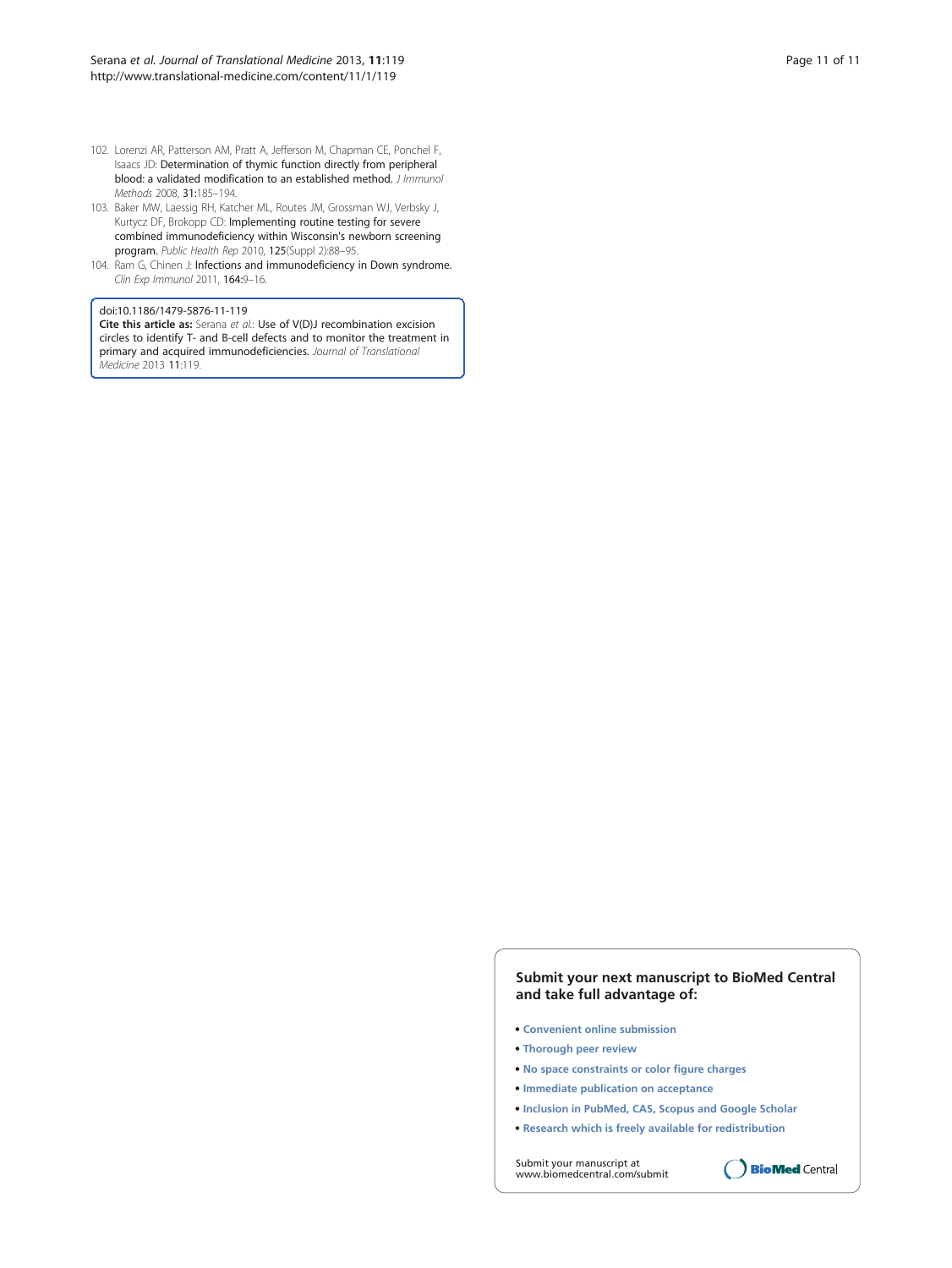102. Lorenzi AR, Patterson AM, Pratt A, Jefferson M, Chapman CE, Ponchel F, Isaacs JD: **Determination of thymic function directly from peripheral blood: a validated modification to an established method.** *J Immunol Methods* 2008, **31:**185–194.
103. Baker MW, Laessig RH, Katcher ML, Routes JM, Grossman WJ, Verbsky J, Kurtycz DF, Brokopp CD: **Implementing routine testing for severe combined immunodeficiency within Wisconsin's newborn screening program.** *Public Health Rep* 2010, **125**(Suppl 2):88–95.
104. Ram G, Chinen J: **Infections and immunodeficiency in Down syndrome.** *Clin Exp Immunol* 2011, **164:**9–16.

doi:10.1186/1479-5876-11-119

**Cite this article as:** Serana *et al.*: Use of V(D)J recombination excision circles to identify T- and B-cell defects and to monitor the treatment in primary and acquired immunodeficiencies. *Journal of Translational Medicine* 2013 **11**:119.

**Submit your next manuscript to BioMed Central and take full advantage of:**

- **Convenient online submission**
- **Thorough peer review**
- **No space constraints or color figure charges**
- **Immediate publication on acceptance**
- **Inclusion in PubMed, CAS, Scopus and Google Scholar**
- **Research which is freely available for redistribution**

Submit your manuscript at
www.biomedcentral.com/submit

BioMed Central